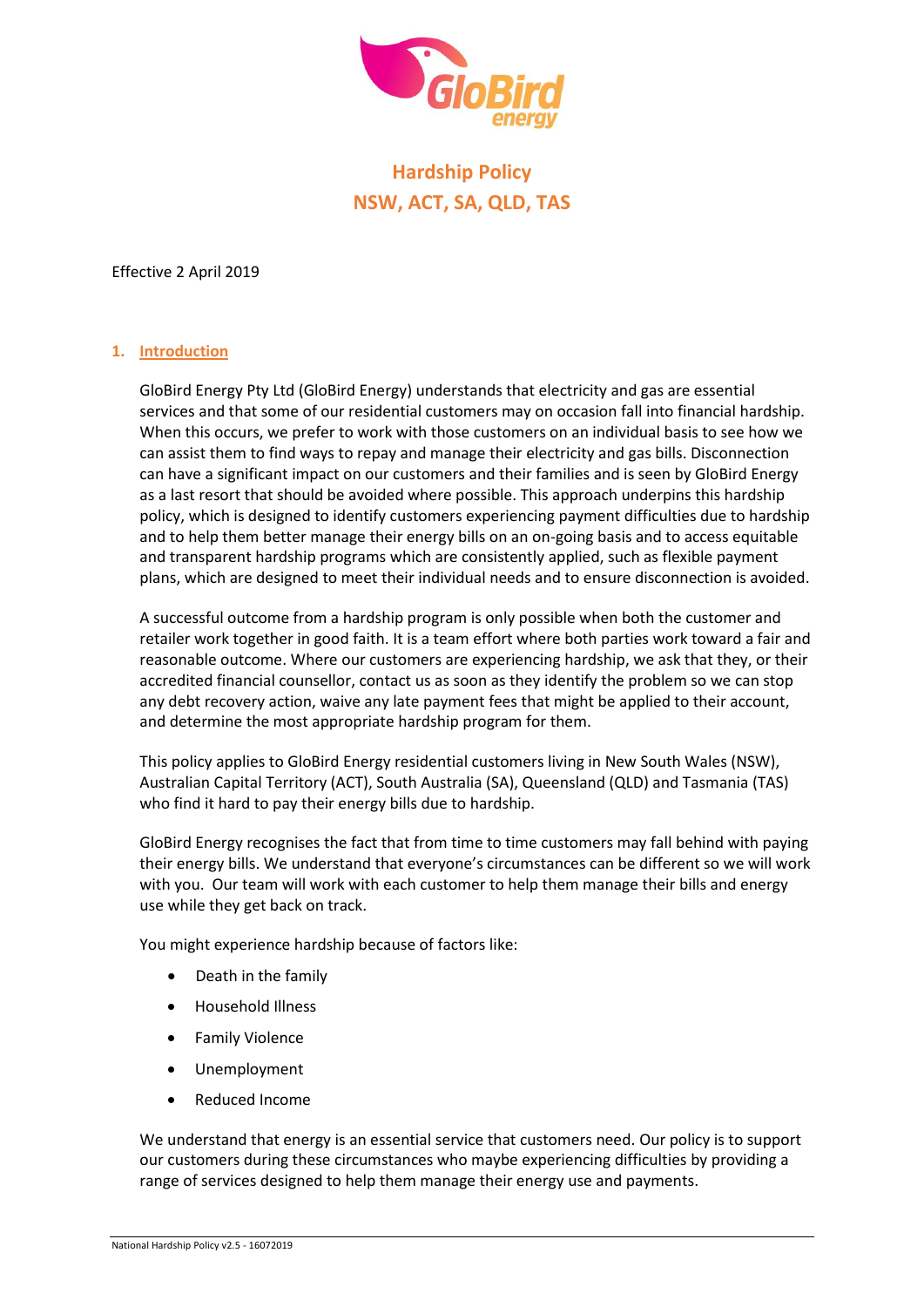# Hardship Policy
## NSW, ACT, SA, QLD, TAS

Effective 2 April 2019

### 1. Introduction

GloBird Energy Pty Ltd (GloBird Energy) understands that electricity and gas are essential services and that some of our residential customers may on occasion fall into financial hardship. When this occurs, we prefer to work with those customers on an individual basis to see how we can assist them to find ways to repay and manage their electricity and gas bills. Disconnection can have a significant impact on our customers and their families and is seen by GloBird Energy as a last resort that should be avoided where possible. This approach underpins this hardship policy, which is designed to identify customers experiencing payment difficulties due to hardship and to help them better manage their energy bills on an on-going basis and to access equitable and transparent hardship programs which are consistently applied, such as flexible payment plans, which are designed to meet their individual needs and to ensure disconnection is avoided.

A successful outcome from a hardship program is only possible when both the customer and retailer work together in good faith. It is a team effort where both parties work toward a fair and reasonable outcome. Where our customers are experiencing hardship, we ask that they, or their accredited financial counsellor, contact us as soon as they identify the problem so we can stop any debt recovery action, waive any late payment fees that might be applied to their account, and determine the most appropriate hardship program for them.

This policy applies to GloBird Energy residential customers living in New South Wales (NSW), Australian Capital Territory (ACT), South Australia (SA), Queensland (QLD) and Tasmania (TAS) who find it hard to pay their energy bills due to hardship.

GloBird Energy recognises the fact that from time to time customers may fall behind with paying their energy bills. We understand that everyone's circumstances can be different so we will work with you. Our team will work with each customer to help them manage their bills and energy use while they get back on track.

You might experience hardship because of factors like:

- Death in the family
- Household Illness
- Family Violence
- Unemployment
- Reduced Income

We understand that energy is an essential service that customers need. Our policy is to support our customers during these circumstances who maybe experiencing difficulties by providing a range of services designed to help them manage their energy use and payments.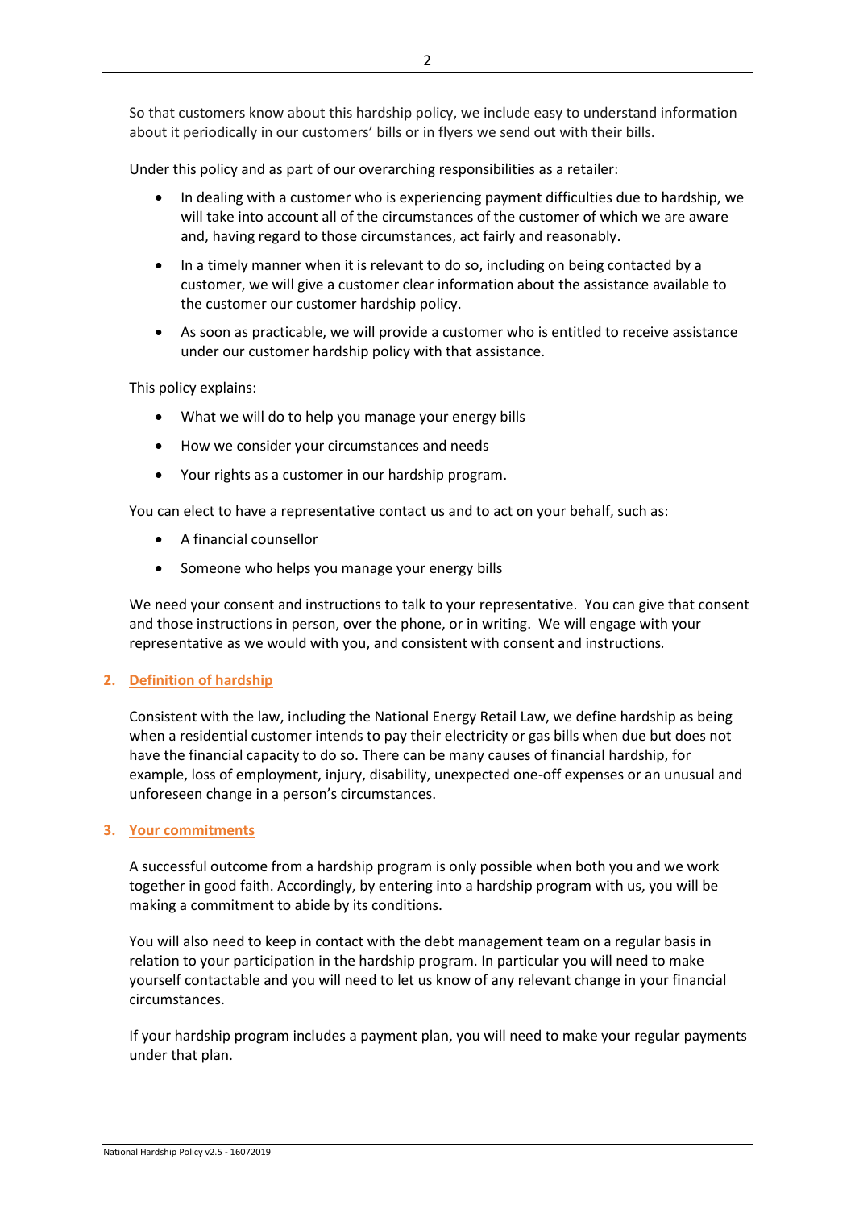So that customers know about this hardship policy, we include easy to understand information about it periodically in our customers' bills or in flyers we send out with their bills.

Under this policy and as part of our overarching responsibilities as a retailer:

- In dealing with a customer who is experiencing payment difficulties due to hardship, we will take into account all of the circumstances of the customer of which we are aware and, having regard to those circumstances, act fairly and reasonably.
- In a timely manner when it is relevant to do so, including on being contacted by a customer, we will give a customer clear information about the assistance available to the customer our customer hardship policy.
- As soon as practicable, we will provide a customer who is entitled to receive assistance under our customer hardship policy with that assistance.

This policy explains:

- What we will do to help you manage your energy bills
- How we consider your circumstances and needs
- Your rights as a customer in our hardship program.

You can elect to have a representative contact us and to act on your behalf, such as:

- A financial counsellor
- Someone who helps you manage your energy bills

We need your consent and instructions to talk to your representative. You can give that consent and those instructions in person, over the phone, or in writing. We will engage with your representative as we would with you, and consistent with consent and instructions.

## 2. Definition of hardship

Consistent with the law, including the National Energy Retail Law, we define hardship as being when a residential customer intends to pay their electricity or gas bills when due but does not have the financial capacity to do so. There can be many causes of financial hardship, for example, loss of employment, injury, disability, unexpected one-off expenses or an unusual and unforeseen change in a person's circumstances.

## 3. Your commitments

A successful outcome from a hardship program is only possible when both you and we work together in good faith. Accordingly, by entering into a hardship program with us, you will be making a commitment to abide by its conditions.

You will also need to keep in contact with the debt management team on a regular basis in relation to your participation in the hardship program. In particular you will need to make yourself contactable and you will need to let us know of any relevant change in your financial circumstances.

If your hardship program includes a payment plan, you will need to make your regular payments under that plan.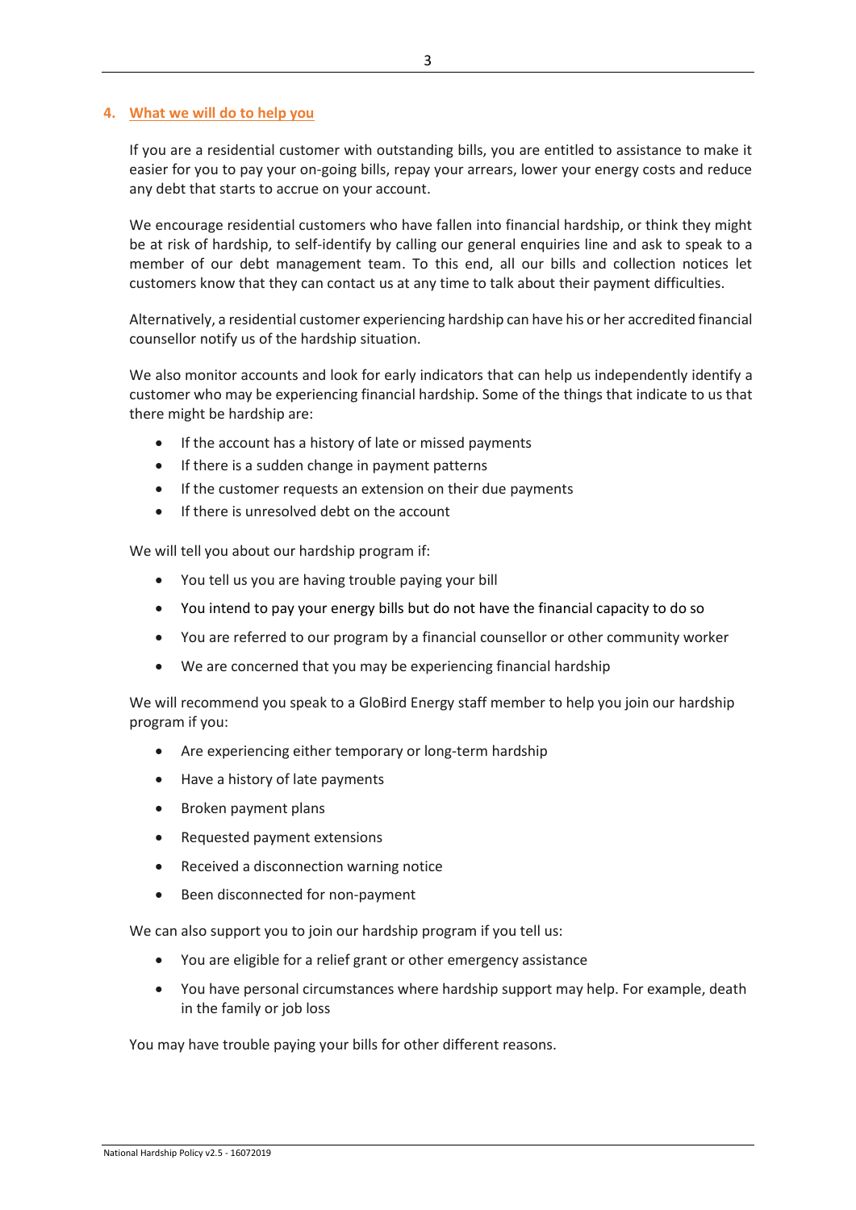## 4. What we will do to help you

If you are a residential customer with outstanding bills, you are entitled to assistance to make it easier for you to pay your on-going bills, repay your arrears, lower your energy costs and reduce any debt that starts to accrue on your account.

We encourage residential customers who have fallen into financial hardship, or think they might be at risk of hardship, to self-identify by calling our general enquiries line and ask to speak to a member of our debt management team. To this end, all our bills and collection notices let customers know that they can contact us at any time to talk about their payment difficulties.

Alternatively, a residential customer experiencing hardship can have his or her accredited financial counsellor notify us of the hardship situation.

We also monitor accounts and look for early indicators that can help us independently identify a customer who may be experiencing financial hardship. Some of the things that indicate to us that there might be hardship are:

- If the account has a history of late or missed payments
- If there is a sudden change in payment patterns
- If the customer requests an extension on their due payments
- If there is unresolved debt on the account

We will tell you about our hardship program if:

- You tell us you are having trouble paying your bill
- You intend to pay your energy bills but do not have the financial capacity to do so
- You are referred to our program by a financial counsellor or other community worker
- We are concerned that you may be experiencing financial hardship

We will recommend you speak to a GloBird Energy staff member to help you join our hardship program if you:

- Are experiencing either temporary or long-term hardship
- Have a history of late payments
- Broken payment plans
- Requested payment extensions
- Received a disconnection warning notice
- Been disconnected for non-payment

We can also support you to join our hardship program if you tell us:

- You are eligible for a relief grant or other emergency assistance
- You have personal circumstances where hardship support may help. For example, death in the family or job loss

You may have trouble paying your bills for other different reasons.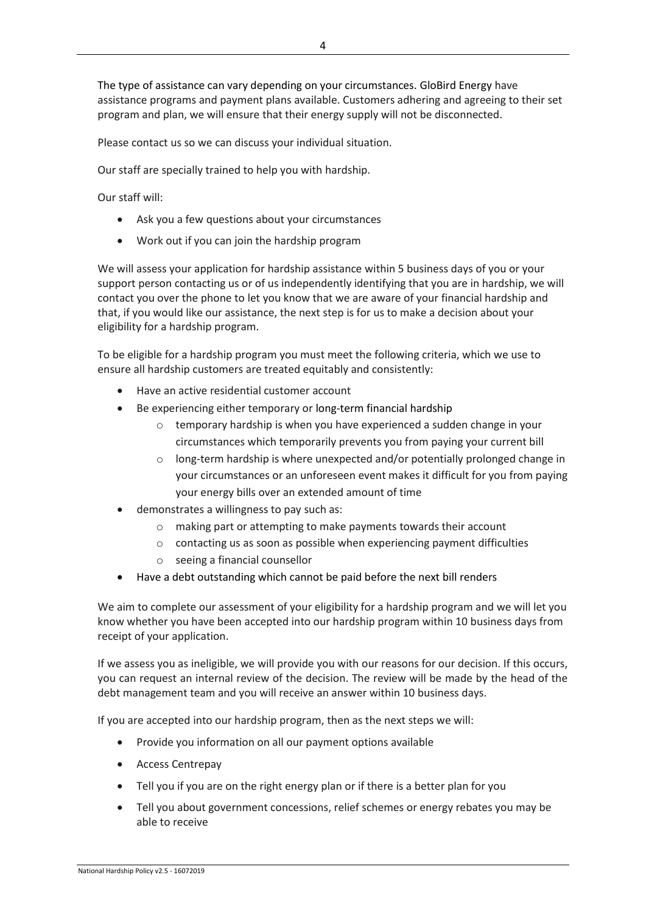The type of assistance can vary depending on your circumstances. GloBird Energy have assistance programs and payment plans available. Customers adhering and agreeing to their set program and plan, we will ensure that their energy supply will not be disconnected.

Please contact us so we can discuss your individual situation.

Our staff are specially trained to help you with hardship.

Our staff will:

- Ask you a few questions about your circumstances
- Work out if you can join the hardship program

We will assess your application for hardship assistance within 5 business days of you or your support person contacting us or of us independently identifying that you are in hardship, we will contact you over the phone to let you know that we are aware of your financial hardship and that, if you would like our assistance, the next step is for us to make a decision about your eligibility for a hardship program.

To be eligible for a hardship program you must meet the following criteria, which we use to ensure all hardship customers are treated equitably and consistently:

- Have an active residential customer account
- Be experiencing either temporary or long-term financial hardship
  - temporary hardship is when you have experienced a sudden change in your circumstances which temporarily prevents you from paying your current bill
  - long-term hardship is where unexpected and/or potentially prolonged change in your circumstances or an unforeseen event makes it difficult for you from paying your energy bills over an extended amount of time
- demonstrates a willingness to pay such as:
  - making part or attempting to make payments towards their account
  - contacting us as soon as possible when experiencing payment difficulties
  - seeing a financial counsellor
- Have a debt outstanding which cannot be paid before the next bill renders

We aim to complete our assessment of your eligibility for a hardship program and we will let you know whether you have been accepted into our hardship program within 10 business days from receipt of your application.

If we assess you as ineligible, we will provide you with our reasons for our decision. If this occurs, you can request an internal review of the decision. The review will be made by the head of the debt management team and you will receive an answer within 10 business days.

If you are accepted into our hardship program, then as the next steps we will:

- Provide you information on all our payment options available
- Access Centrepay
- Tell you if you are on the right energy plan or if there is a better plan for you
- Tell you about government concessions, relief schemes or energy rebates you may be able to receive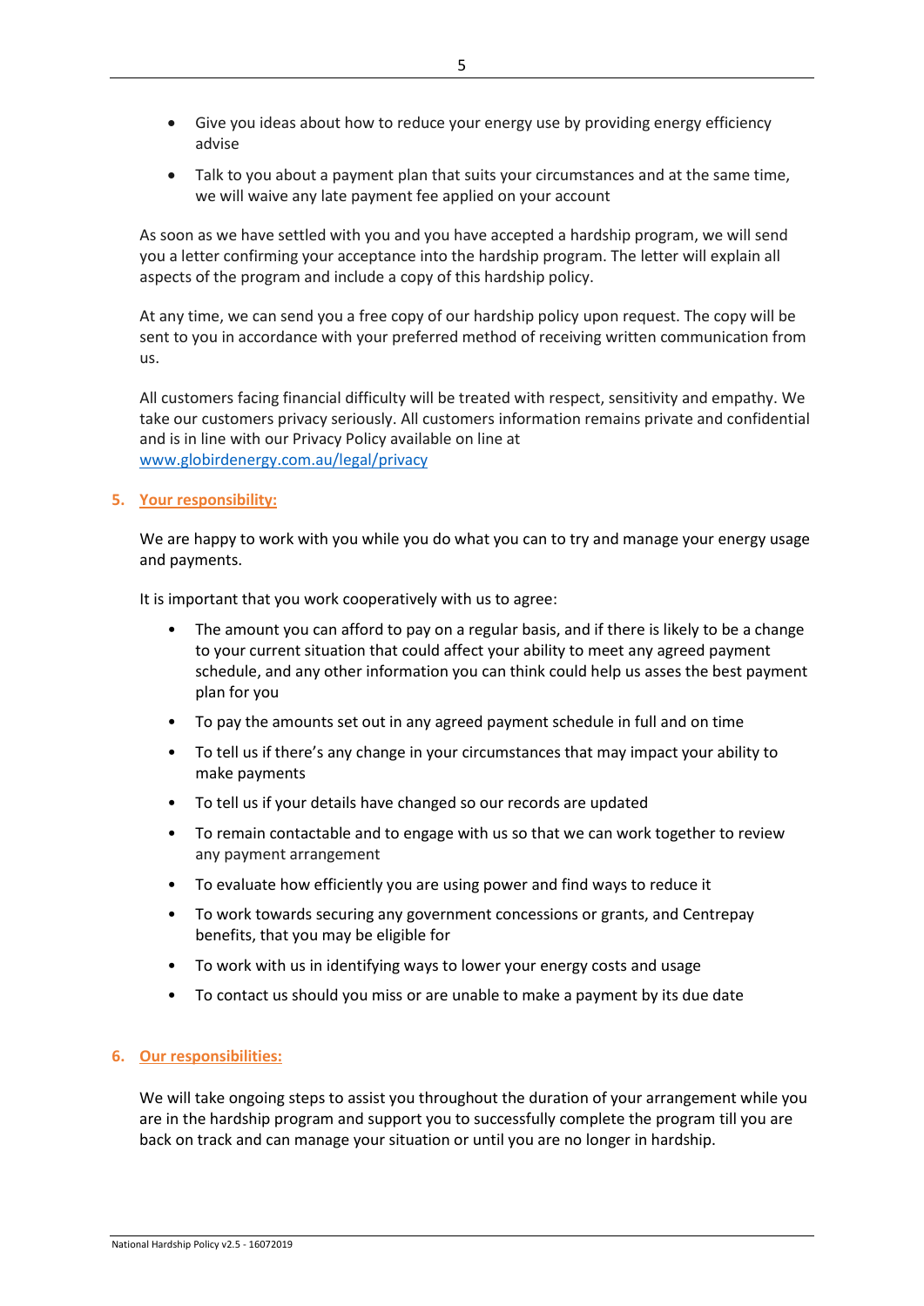- Give you ideas about how to reduce your energy use by providing energy efficiency advise
- Talk to you about a payment plan that suits your circumstances and at the same time, we will waive any late payment fee applied on your account

As soon as we have settled with you and you have accepted a hardship program, we will send you a letter confirming your acceptance into the hardship program. The letter will explain all aspects of the program and include a copy of this hardship policy.

At any time, we can send you a free copy of our hardship policy upon request. The copy will be sent to you in accordance with your preferred method of receiving written communication from us.

All customers facing financial difficulty will be treated with respect, sensitivity and empathy. We take our customers privacy seriously. All customers information remains private and confidential and is in line with our Privacy Policy available on line at [www.globirdenergy.com.au/legal/privacy](www.globirdenergy.com.au/legal/privacy)

## 5. Your responsibility:

We are happy to work with you while you do what you can to try and manage your energy usage and payments.

It is important that you work cooperatively with us to agree:

- The amount you can afford to pay on a regular basis, and if there is likely to be a change to your current situation that could affect your ability to meet any agreed payment schedule, and any other information you can think could help us asses the best payment plan for you
- To pay the amounts set out in any agreed payment schedule in full and on time
- To tell us if there's any change in your circumstances that may impact your ability to make payments
- To tell us if your details have changed so our records are updated
- To remain contactable and to engage with us so that we can work together to review any payment arrangement
- To evaluate how efficiently you are using power and find ways to reduce it
- To work towards securing any government concessions or grants, and Centrepay benefits, that you may be eligible for
- To work with us in identifying ways to lower your energy costs and usage
- To contact us should you miss or are unable to make a payment by its due date

## 6. Our responsibilities:

We will take ongoing steps to assist you throughout the duration of your arrangement while you are in the hardship program and support you to successfully complete the program till you are back on track and can manage your situation or until you are no longer in hardship.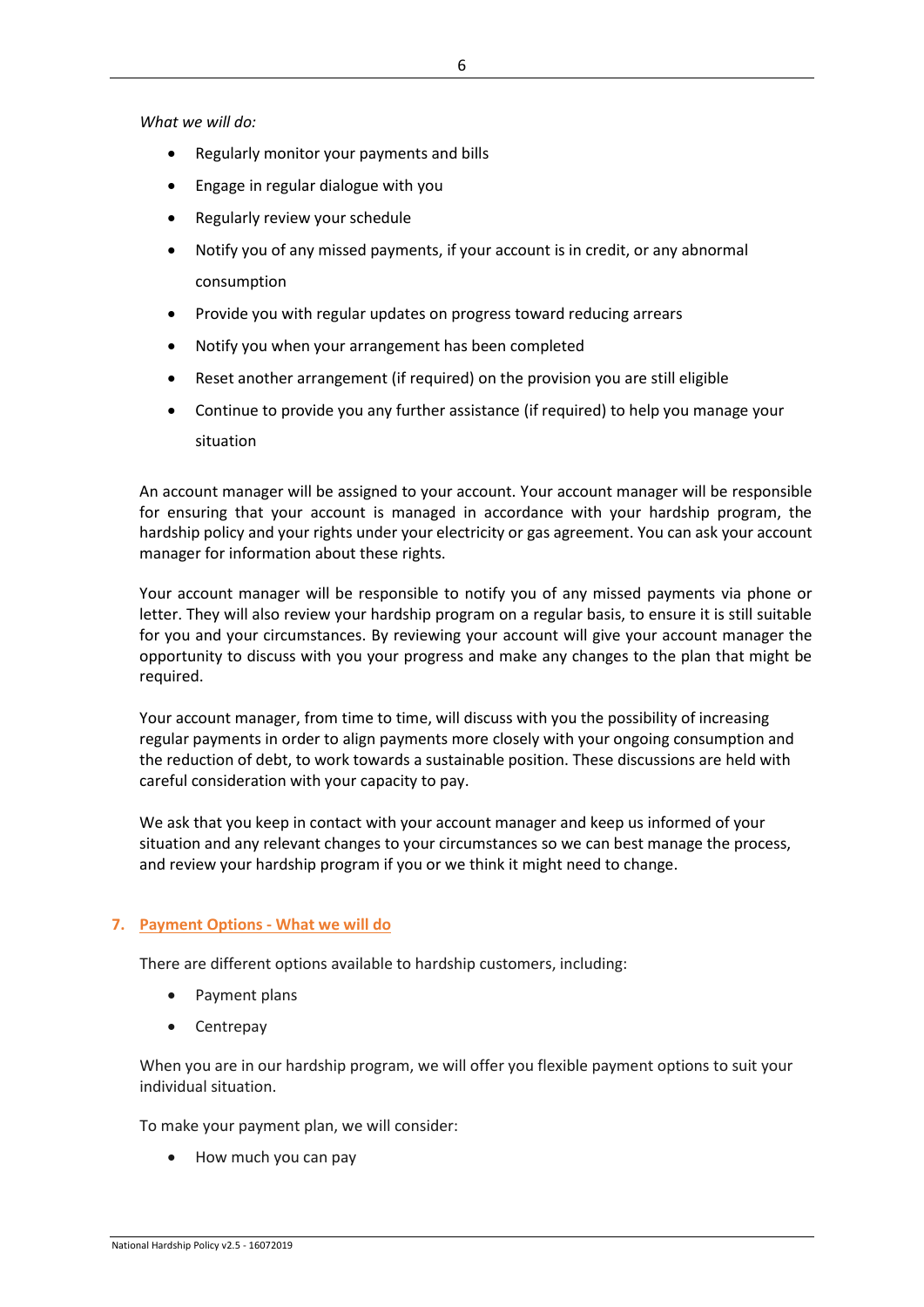*What we will do:*

- Regularly monitor your payments and bills
- Engage in regular dialogue with you
- Regularly review your schedule
- Notify you of any missed payments, if your account is in credit, or any abnormal consumption
- Provide you with regular updates on progress toward reducing arrears
- Notify you when your arrangement has been completed
- Reset another arrangement (if required) on the provision you are still eligible
- Continue to provide you any further assistance (if required) to help you manage your situation

An account manager will be assigned to your account. Your account manager will be responsible for ensuring that your account is managed in accordance with your hardship program, the hardship policy and your rights under your electricity or gas agreement. You can ask your account manager for information about these rights.

Your account manager will be responsible to notify you of any missed payments via phone or letter. They will also review your hardship program on a regular basis, to ensure it is still suitable for you and your circumstances. By reviewing your account will give your account manager the opportunity to discuss with you your progress and make any changes to the plan that might be required.

Your account manager, from time to time, will discuss with you the possibility of increasing regular payments in order to align payments more closely with your ongoing consumption and the reduction of debt, to work towards a sustainable position. These discussions are held with careful consideration with your capacity to pay.

We ask that you keep in contact with your account manager and keep us informed of your situation and any relevant changes to your circumstances so we can best manage the process, and review your hardship program if you or we think it might need to change.

## 7. Payment Options - What we will do

There are different options available to hardship customers, including:

- Payment plans
- Centrepay

When you are in our hardship program, we will offer you flexible payment options to suit your individual situation.

To make your payment plan, we will consider:

- How much you can pay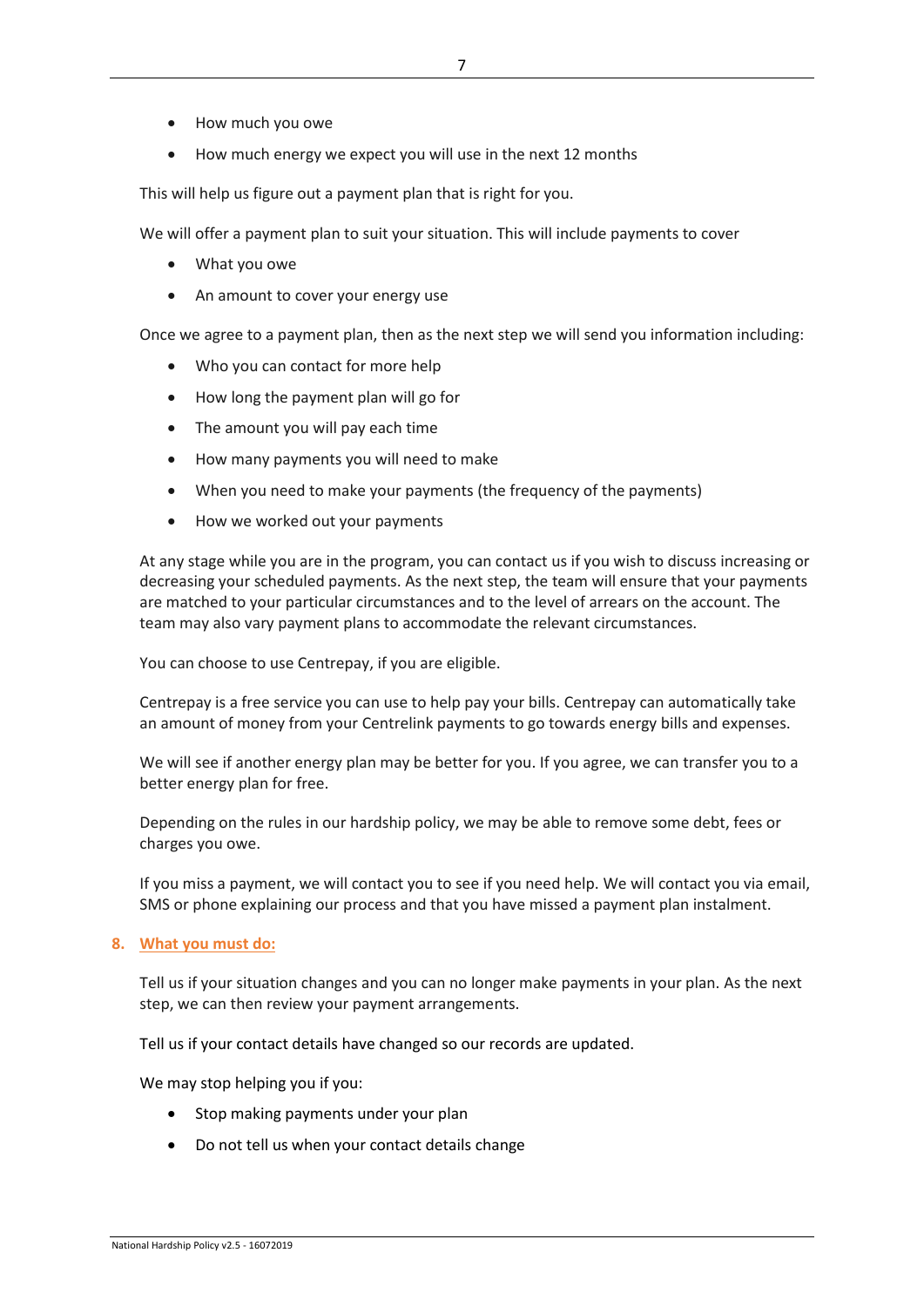- How much you owe
- How much energy we expect you will use in the next 12 months

This will help us figure out a payment plan that is right for you.

We will offer a payment plan to suit your situation. This will include payments to cover

- What you owe
- An amount to cover your energy use

Once we agree to a payment plan, then as the next step we will send you information including:

- Who you can contact for more help
- How long the payment plan will go for
- The amount you will pay each time
- How many payments you will need to make
- When you need to make your payments (the frequency of the payments)
- How we worked out your payments

At any stage while you are in the program, you can contact us if you wish to discuss increasing or decreasing your scheduled payments. As the next step, the team will ensure that your payments are matched to your particular circumstances and to the level of arrears on the account. The team may also vary payment plans to accommodate the relevant circumstances.

You can choose to use Centrepay, if you are eligible.

Centrepay is a free service you can use to help pay your bills. Centrepay can automatically take an amount of money from your Centrelink payments to go towards energy bills and expenses.

We will see if another energy plan may be better for you. If you agree, we can transfer you to a better energy plan for free.

Depending on the rules in our hardship policy, we may be able to remove some debt, fees or charges you owe.

If you miss a payment, we will contact you to see if you need help. We will contact you via email, SMS or phone explaining our process and that you have missed a payment plan instalment.

## 8. What you must do:

Tell us if your situation changes and you can no longer make payments in your plan. As the next step, we can then review your payment arrangements.

Tell us if your contact details have changed so our records are updated.

We may stop helping you if you:

- Stop making payments under your plan
- Do not tell us when your contact details change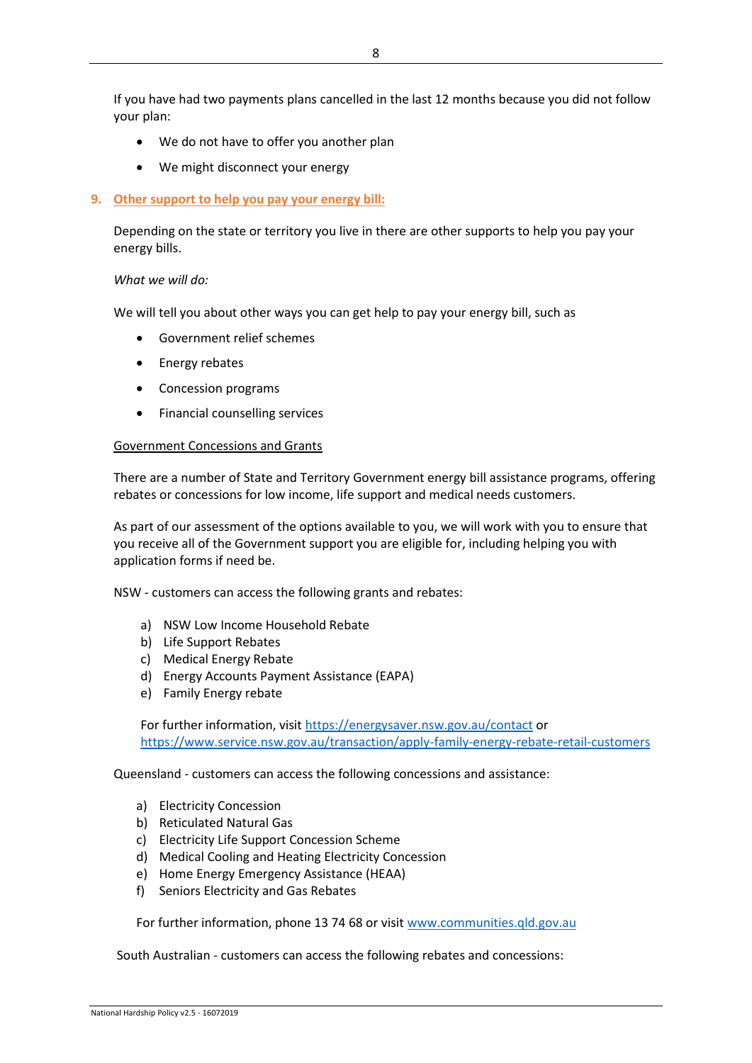If you have had two payments plans cancelled in the last 12 months because you did not follow your plan:

- We do not have to offer you another plan
- We might disconnect your energy

## 9. Other support to help you pay your energy bill:

Depending on the state or territory you live in there are other supports to help you pay your energy bills.

*What we will do:*

We will tell you about other ways you can get help to pay your energy bill, such as

- Government relief schemes
- Energy rebates
- Concession programs
- Financial counselling services

Government Concessions and Grants

There are a number of State and Territory Government energy bill assistance programs, offering rebates or concessions for low income, life support and medical needs customers.

As part of our assessment of the options available to you, we will work with you to ensure that you receive all of the Government support you are eligible for, including helping you with application forms if need be.

NSW - customers can access the following grants and rebates:

a) NSW Low Income Household Rebate
b) Life Support Rebates
c) Medical Energy Rebate
d) Energy Accounts Payment Assistance (EAPA)
e) Family Energy rebate

For further information, visit https://energysaver.nsw.gov.au/contact or https://www.service.nsw.gov.au/transaction/apply-family-energy-rebate-retail-customers

Queensland - customers can access the following concessions and assistance:

a) Electricity Concession
b) Reticulated Natural Gas
c) Electricity Life Support Concession Scheme
d) Medical Cooling and Heating Electricity Concession
e) Home Energy Emergency Assistance (HEAA)
f) Seniors Electricity and Gas Rebates

For further information, phone 13 74 68 or visit www.communities.qld.gov.au

South Australian - customers can access the following rebates and concessions: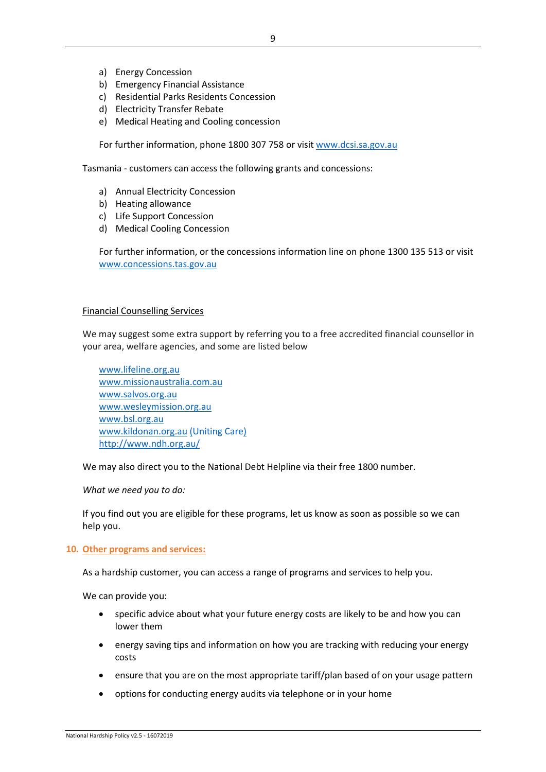a) Energy Concession
b) Emergency Financial Assistance
c) Residential Parks Residents Concession
d) Electricity Transfer Rebate
e) Medical Heating and Cooling concession

For further information, phone 1800 307 758 or visit www.dcsi.sa.gov.au

Tasmania - customers can access the following grants and concessions:

a) Annual Electricity Concession
b) Heating allowance
c) Life Support Concession
d) Medical Cooling Concession

For further information, or the concessions information line on phone 1300 135 513 or visit www.concessions.tas.gov.au

Financial Counselling Services

We may suggest some extra support by referring you to a free accredited financial counsellor in your area, welfare agencies, and some are listed below

www.lifeline.org.au
www.missionaustralia.com.au
www.salvos.org.au
www.wesleymission.org.au
www.bsl.org.au
www.kildonan.org.au (Uniting Care)
http://www.ndh.org.au/

We may also direct you to the National Debt Helpline via their free 1800 number.

*What we need you to do:*

If you find out you are eligible for these programs, let us know as soon as possible so we can help you.

## 10. Other programs and services:

As a hardship customer, you can access a range of programs and services to help you.

We can provide you:

- specific advice about what your future energy costs are likely to be and how you can lower them
- energy saving tips and information on how you are tracking with reducing your energy costs
- ensure that you are on the most appropriate tariff/plan based of on your usage pattern
- options for conducting energy audits via telephone or in your home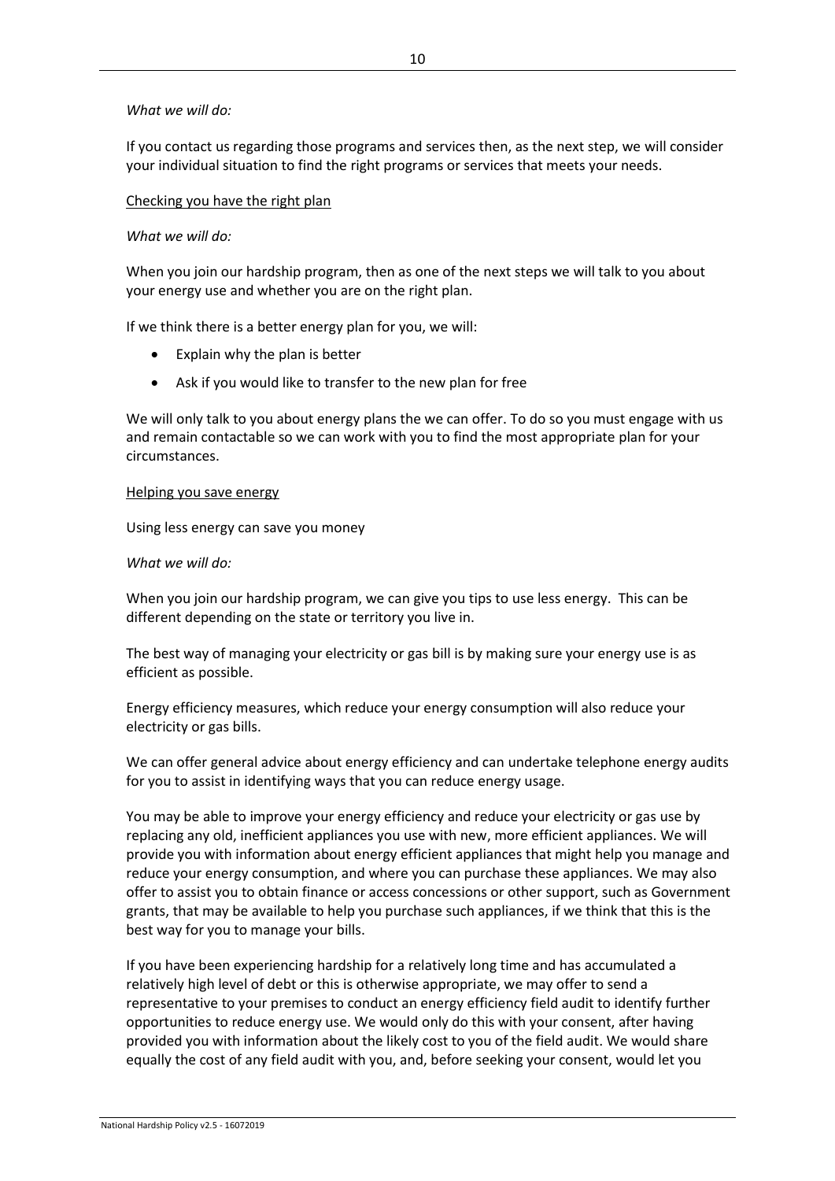*What we will do:*

If you contact us regarding those programs and services then, as the next step, we will consider your individual situation to find the right programs or services that meets your needs.

<u>Checking you have the right plan</u>

*What we will do:*

When you join our hardship program, then as one of the next steps we will talk to you about your energy use and whether you are on the right plan.

If we think there is a better energy plan for you, we will:

- Explain why the plan is better
- Ask if you would like to transfer to the new plan for free

We will only talk to you about energy plans the we can offer. To do so you must engage with us and remain contactable so we can work with you to find the most appropriate plan for your circumstances.

<u>Helping you save energy</u>

Using less energy can save you money

*What we will do:*

When you join our hardship program, we can give you tips to use less energy. This can be different depending on the state or territory you live in.

The best way of managing your electricity or gas bill is by making sure your energy use is as efficient as possible.

Energy efficiency measures, which reduce your energy consumption will also reduce your electricity or gas bills.

We can offer general advice about energy efficiency and can undertake telephone energy audits for you to assist in identifying ways that you can reduce energy usage.

You may be able to improve your energy efficiency and reduce your electricity or gas use by replacing any old, inefficient appliances you use with new, more efficient appliances. We will provide you with information about energy efficient appliances that might help you manage and reduce your energy consumption, and where you can purchase these appliances. We may also offer to assist you to obtain finance or access concessions or other support, such as Government grants, that may be available to help you purchase such appliances, if we think that this is the best way for you to manage your bills.

If you have been experiencing hardship for a relatively long time and has accumulated a relatively high level of debt or this is otherwise appropriate, we may offer to send a representative to your premises to conduct an energy efficiency field audit to identify further opportunities to reduce energy use. We would only do this with your consent, after having provided you with information about the likely cost to you of the field audit. We would share equally the cost of any field audit with you, and, before seeking your consent, would let you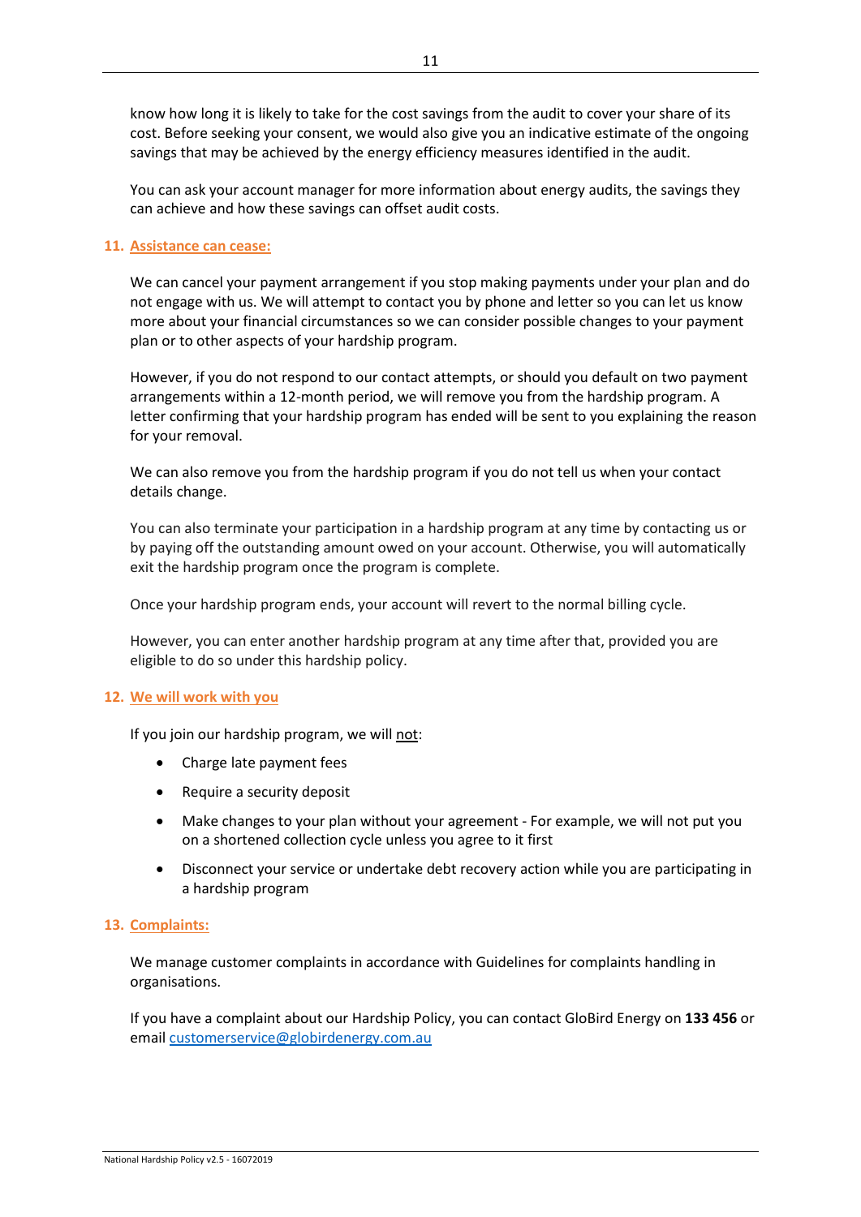know how long it is likely to take for the cost savings from the audit to cover your share of its cost. Before seeking your consent, we would also give you an indicative estimate of the ongoing savings that may be achieved by the energy efficiency measures identified in the audit.

You can ask your account manager for more information about energy audits, the savings they can achieve and how these savings can offset audit costs.

## 11. Assistance can cease:

We can cancel your payment arrangement if you stop making payments under your plan and do not engage with us. We will attempt to contact you by phone and letter so you can let us know more about your financial circumstances so we can consider possible changes to your payment plan or to other aspects of your hardship program.

However, if you do not respond to our contact attempts, or should you default on two payment arrangements within a 12-month period, we will remove you from the hardship program. A letter confirming that your hardship program has ended will be sent to you explaining the reason for your removal.

We can also remove you from the hardship program if you do not tell us when your contact details change.

You can also terminate your participation in a hardship program at any time by contacting us or by paying off the outstanding amount owed on your account. Otherwise, you will automatically exit the hardship program once the program is complete.

Once your hardship program ends, your account will revert to the normal billing cycle.

However, you can enter another hardship program at any time after that, provided you are eligible to do so under this hardship policy.

## 12. We will work with you

If you join our hardship program, we will not:

- Charge late payment fees
- Require a security deposit
- Make changes to your plan without your agreement - For example, we will not put you on a shortened collection cycle unless you agree to it first
- Disconnect your service or undertake debt recovery action while you are participating in a hardship program

## 13. Complaints:

We manage customer complaints in accordance with Guidelines for complaints handling in organisations.

If you have a complaint about our Hardship Policy, you can contact GloBird Energy on **133 456** or email customerservice@globirdenergy.com.au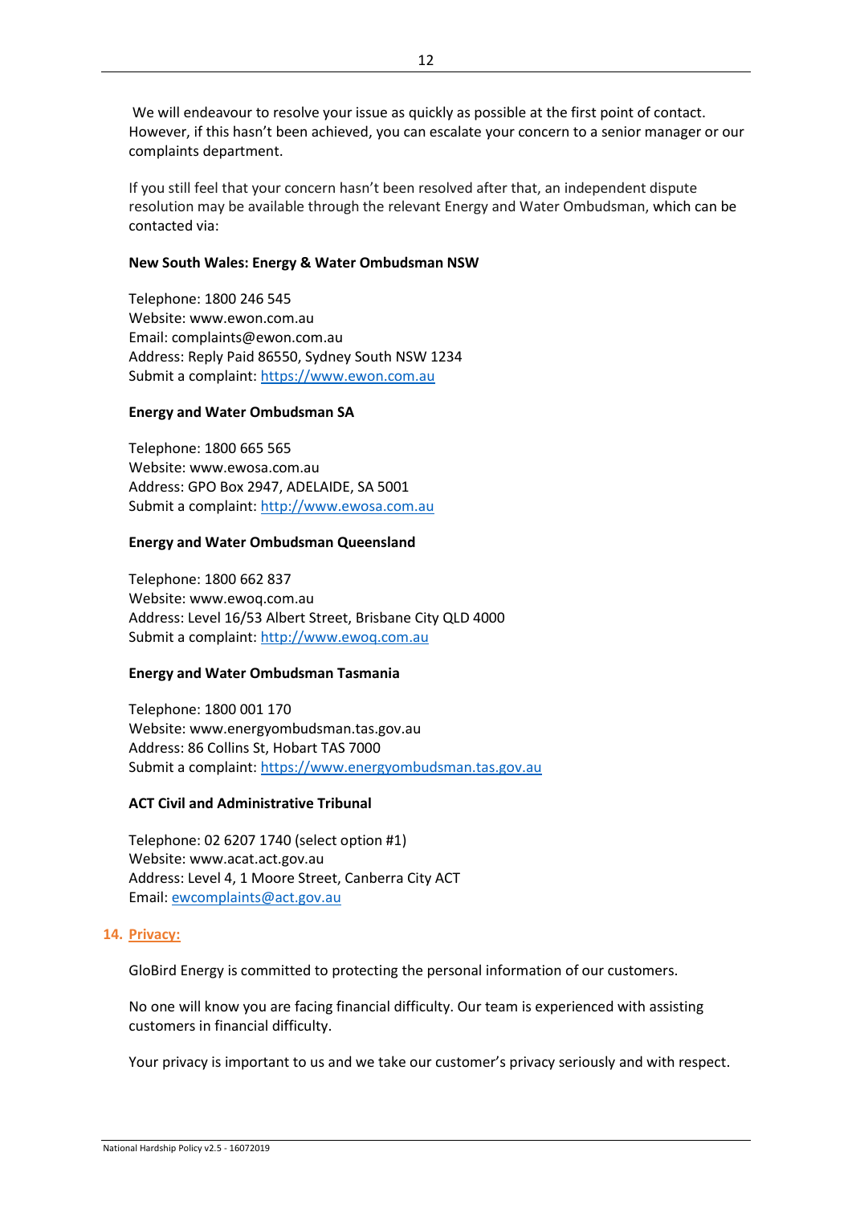We will endeavour to resolve your issue as quickly as possible at the first point of contact. However, if this hasn't been achieved, you can escalate your concern to a senior manager or our complaints department.

If you still feel that your concern hasn't been resolved after that, an independent dispute resolution may be available through the relevant Energy and Water Ombudsman, which can be contacted via:

**New South Wales: Energy & Water Ombudsman NSW**

Telephone: 1800 246 545
Website: www.ewon.com.au
Email: complaints@ewon.com.au
Address: Reply Paid 86550, Sydney South NSW 1234
Submit a complaint: https://www.ewon.com.au

**Energy and Water Ombudsman SA**

Telephone: 1800 665 565
Website: www.ewosa.com.au
Address: GPO Box 2947, ADELAIDE, SA 5001
Submit a complaint: http://www.ewosa.com.au

**Energy and Water Ombudsman Queensland**

Telephone: 1800 662 837
Website: www.ewoq.com.au
Address: Level 16/53 Albert Street, Brisbane City QLD 4000
Submit a complaint: http://www.ewoq.com.au

**Energy and Water Ombudsman Tasmania**

Telephone: 1800 001 170
Website: www.energyombudsman.tas.gov.au
Address: 86 Collins St, Hobart TAS 7000
Submit a complaint: https://www.energyombudsman.tas.gov.au

**ACT Civil and Administrative Tribunal**

Telephone: 02 6207 1740 (select option #1)
Website: www.acat.act.gov.au
Address: Level 4, 1 Moore Street, Canberra City ACT
Email: ewcomplaints@act.gov.au

## 14. Privacy:

GloBird Energy is committed to protecting the personal information of our customers.

No one will know you are facing financial difficulty. Our team is experienced with assisting customers in financial difficulty.

Your privacy is important to us and we take our customer's privacy seriously and with respect.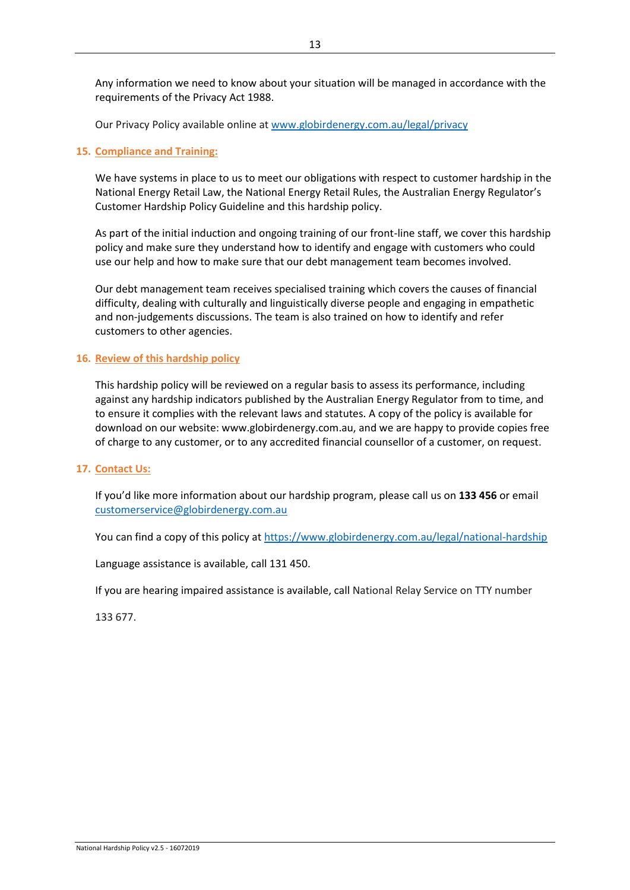Any information we need to know about your situation will be managed in accordance with the requirements of the Privacy Act 1988.

Our Privacy Policy available online at [www.globirdenergy.com.au/legal/privacy](www.globirdenergy.com.au/legal/privacy)

## 15. Compliance and Training:

We have systems in place to us to meet our obligations with respect to customer hardship in the National Energy Retail Law, the National Energy Retail Rules, the Australian Energy Regulator's Customer Hardship Policy Guideline and this hardship policy.

As part of the initial induction and ongoing training of our front-line staff, we cover this hardship policy and make sure they understand how to identify and engage with customers who could use our help and how to make sure that our debt management team becomes involved.

Our debt management team receives specialised training which covers the causes of financial difficulty, dealing with culturally and linguistically diverse people and engaging in empathetic and non-judgements discussions. The team is also trained on how to identify and refer customers to other agencies.

## 16. Review of this hardship policy

This hardship policy will be reviewed on a regular basis to assess its performance, including against any hardship indicators published by the Australian Energy Regulator from to time, and to ensure it complies with the relevant laws and statutes. A copy of the policy is available for download on our website: www.globirdenergy.com.au, and we are happy to provide copies free of charge to any customer, or to any accredited financial counsellor of a customer, on request.

## 17. Contact Us:

If you'd like more information about our hardship program, please call us on **133 456** or email [customerservice@globirdenergy.com.au](mailto:customerservice@globirdenergy.com.au)

You can find a copy of this policy at [https://www.globirdenergy.com.au/legal/national-hardship](https://www.globirdenergy.com.au/legal/national-hardship)

Language assistance is available, call 131 450.

If you are hearing impaired assistance is available, call National Relay Service on TTY number

133 677.